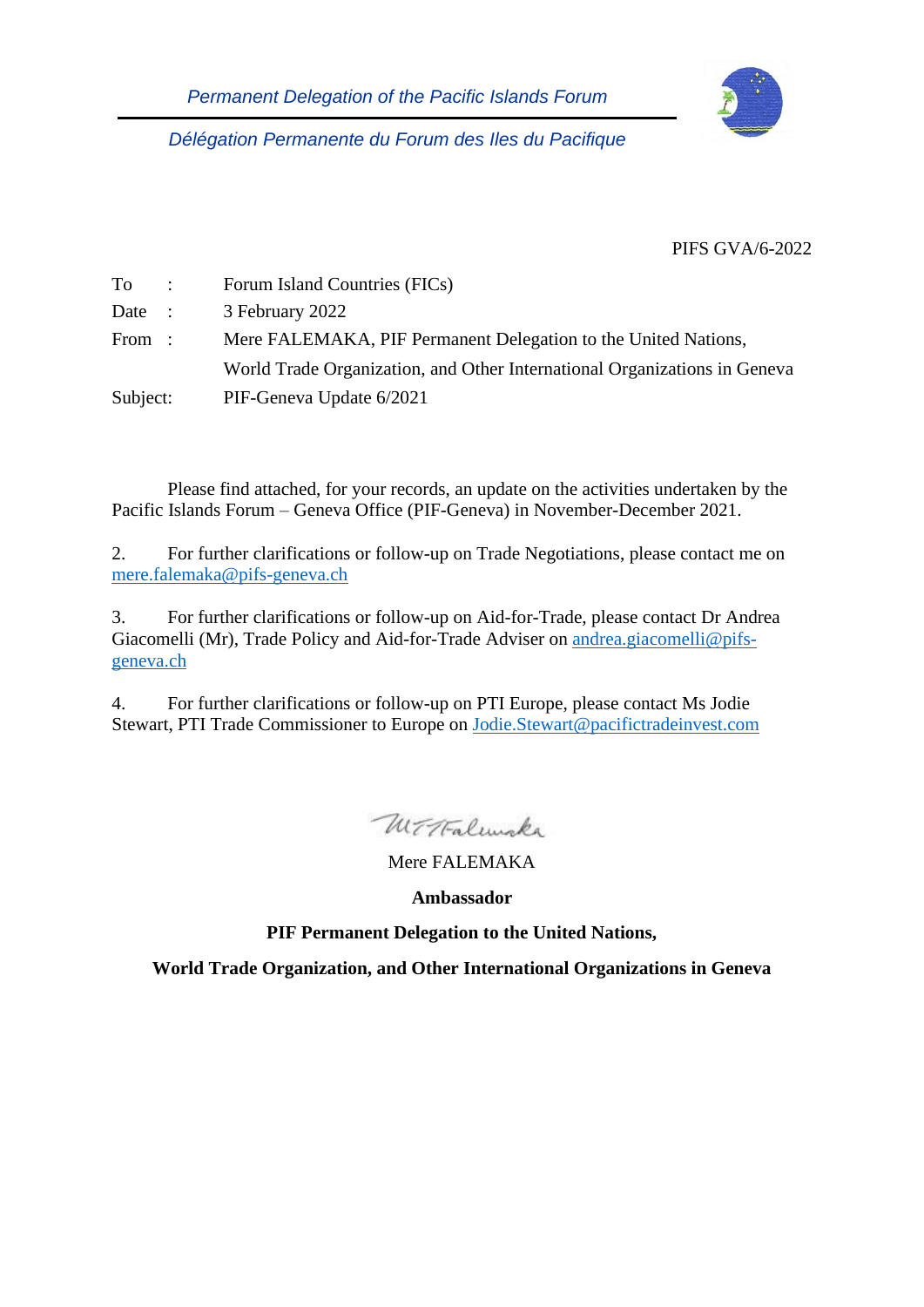*Permanent Delegation of the Pacific Islands Forum*

*Délégation Permanente du Forum des Iles du Pacifique*

PIFS GVA/6-2022

| | | |
|---|---|---|
| To | : | Forum Island Countries (FICs) |
| Date | : | 3 February 2022 |
| From | : | Mere FALEMAKA, PIF Permanent Delegation to the United Nations, World Trade Organization, and Other International Organizations in Geneva |
| Subject: | | PIF-Geneva Update 6/2021 |

Please find attached, for your records, an update on the activities undertaken by the Pacific Islands Forum – Geneva Office (PIF-Geneva) in November-December 2021.

2. For further clarifications or follow-up on Trade Negotiations, please contact me on mere.falemaka@pifs-geneva.ch

3. For further clarifications or follow-up on Aid-for-Trade, please contact Dr Andrea Giacomelli (Mr), Trade Policy and Aid-for-Trade Adviser on andrea.giacomelli@pifs-geneva.ch

4. For further clarifications or follow-up on PTI Europe, please contact Ms Jodie Stewart, PTI Trade Commissioner to Europe on Jodie.Stewart@pacifictradeinvest.com

Mere FALEMAKA

**Ambassador**

**PIF Permanent Delegation to the United Nations,**

**World Trade Organization, and Other International Organizations in Geneva**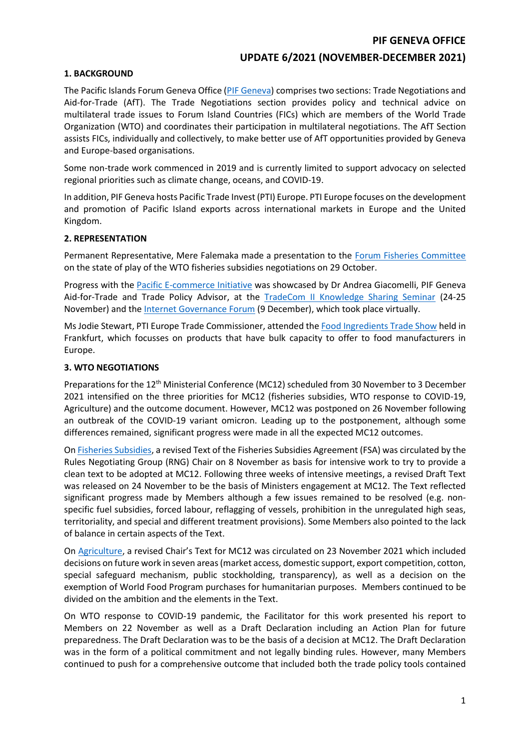# PIF GENEVA OFFICE

# UPDATE 6/2021 (NOVEMBER-DECEMBER 2021)

## 1. BACKGROUND

The Pacific Islands Forum Geneva Office (PIF Geneva) comprises two sections: Trade Negotiations and Aid-for-Trade (AfT). The Trade Negotiations section provides policy and technical advice on multilateral trade issues to Forum Island Countries (FICs) which are members of the World Trade Organization (WTO) and coordinates their participation in multilateral negotiations. The AfT Section assists FICs, individually and collectively, to make better use of AfT opportunities provided by Geneva and Europe-based organisations.

Some non-trade work commenced in 2019 and is currently limited to support advocacy on selected regional priorities such as climate change, oceans, and COVID-19.

In addition, PIF Geneva hosts Pacific Trade Invest (PTI) Europe. PTI Europe focuses on the development and promotion of Pacific Island exports across international markets in Europe and the United Kingdom.

## 2. REPRESENTATION

Permanent Representative, Mere Falemaka made a presentation to the Forum Fisheries Committee on the state of play of the WTO fisheries subsidies negotiations on 29 October.

Progress with the Pacific E-commerce Initiative was showcased by Dr Andrea Giacomelli, PIF Geneva Aid-for-Trade and Trade Policy Advisor, at the TradeCom II Knowledge Sharing Seminar (24-25 November) and the Internet Governance Forum (9 December), which took place virtually.

Ms Jodie Stewart, PTI Europe Trade Commissioner, attended the Food Ingredients Trade Show held in Frankfurt, which focusses on products that have bulk capacity to offer to food manufacturers in Europe.

## 3. WTO NEGOTIATIONS

Preparations for the 12th Ministerial Conference (MC12) scheduled from 30 November to 3 December 2021 intensified on the three priorities for MC12 (fisheries subsidies, WTO response to COVID-19, Agriculture) and the outcome document. However, MC12 was postponed on 26 November following an outbreak of the COVID-19 variant omicron. Leading up to the postponement, although some differences remained, significant progress were made in all the expected MC12 outcomes.

On Fisheries Subsidies, a revised Text of the Fisheries Subsidies Agreement (FSA) was circulated by the Rules Negotiating Group (RNG) Chair on 8 November as basis for intensive work to try to provide a clean text to be adopted at MC12. Following three weeks of intensive meetings, a revised Draft Text was released on 24 November to be the basis of Ministers engagement at MC12. The Text reflected significant progress made by Members although a few issues remained to be resolved (e.g. non-specific fuel subsidies, forced labour, reflagging of vessels, prohibition in the unregulated high seas, territoriality, and special and different treatment provisions). Some Members also pointed to the lack of balance in certain aspects of the Text.

On Agriculture, a revised Chair's Text for MC12 was circulated on 23 November 2021 which included decisions on future work in seven areas (market access, domestic support, export competition, cotton, special safeguard mechanism, public stockholding, transparency), as well as a decision on the exemption of World Food Program purchases for humanitarian purposes. Members continued to be divided on the ambition and the elements in the Text.

On WTO response to COVID-19 pandemic, the Facilitator for this work presented his report to Members on 22 November as well as a Draft Declaration including an Action Plan for future preparedness. The Draft Declaration was to be the basis of a decision at MC12. The Draft Declaration was in the form of a political commitment and not legally binding rules. However, many Members continued to push for a comprehensive outcome that included both the trade policy tools contained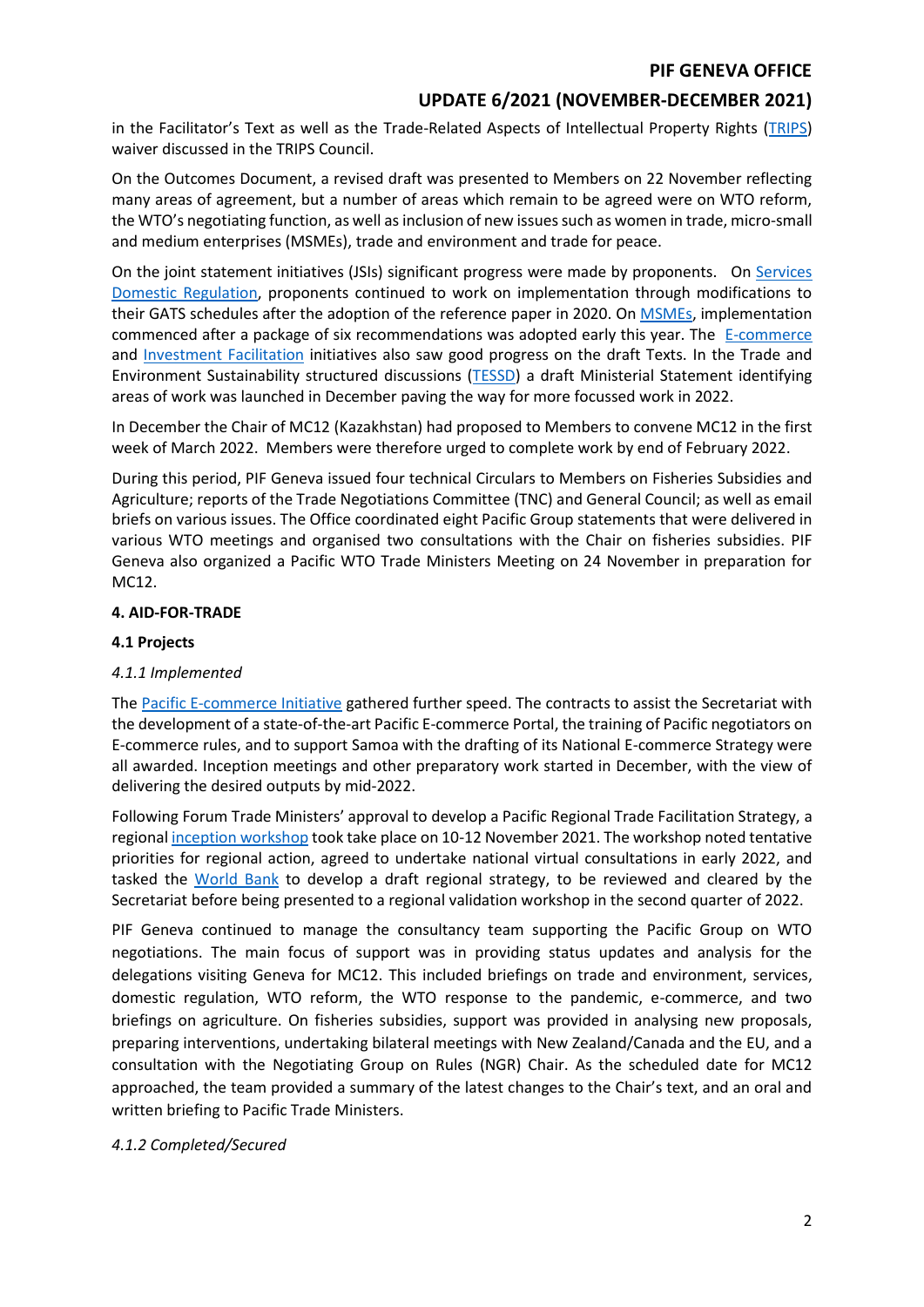in the Facilitator's Text as well as the Trade-Related Aspects of Intellectual Property Rights (TRIPS) waiver discussed in the TRIPS Council.

On the Outcomes Document, a revised draft was presented to Members on 22 November reflecting many areas of agreement, but a number of areas which remain to be agreed were on WTO reform, the WTO's negotiating function, as well as inclusion of new issues such as women in trade, micro-small and medium enterprises (MSMEs), trade and environment and trade for peace.

On the joint statement initiatives (JSIs) significant progress were made by proponents. On Services Domestic Regulation, proponents continued to work on implementation through modifications to their GATS schedules after the adoption of the reference paper in 2020. On MSMEs, implementation commenced after a package of six recommendations was adopted early this year. The E-commerce and Investment Facilitation initiatives also saw good progress on the draft Texts. In the Trade and Environment Sustainability structured discussions (TESSD) a draft Ministerial Statement identifying areas of work was launched in December paving the way for more focussed work in 2022.

In December the Chair of MC12 (Kazakhstan) had proposed to Members to convene MC12 in the first week of March 2022. Members were therefore urged to complete work by end of February 2022.

During this period, PIF Geneva issued four technical Circulars to Members on Fisheries Subsidies and Agriculture; reports of the Trade Negotiations Committee (TNC) and General Council; as well as email briefs on various issues. The Office coordinated eight Pacific Group statements that were delivered in various WTO meetings and organised two consultations with the Chair on fisheries subsidies. PIF Geneva also organized a Pacific WTO Trade Ministers Meeting on 24 November in preparation for MC12.

### 4. AID-FOR-TRADE

#### 4.1 Projects

*4.1.1 Implemented*

The Pacific E-commerce Initiative gathered further speed. The contracts to assist the Secretariat with the development of a state-of-the-art Pacific E-commerce Portal, the training of Pacific negotiators on E-commerce rules, and to support Samoa with the drafting of its National E-commerce Strategy were all awarded. Inception meetings and other preparatory work started in December, with the view of delivering the desired outputs by mid-2022.

Following Forum Trade Ministers' approval to develop a Pacific Regional Trade Facilitation Strategy, a regional inception workshop took take place on 10-12 November 2021. The workshop noted tentative priorities for regional action, agreed to undertake national virtual consultations in early 2022, and tasked the World Bank to develop a draft regional strategy, to be reviewed and cleared by the Secretariat before being presented to a regional validation workshop in the second quarter of 2022.

PIF Geneva continued to manage the consultancy team supporting the Pacific Group on WTO negotiations. The main focus of support was in providing status updates and analysis for the delegations visiting Geneva for MC12. This included briefings on trade and environment, services, domestic regulation, WTO reform, the WTO response to the pandemic, e-commerce, and two briefings on agriculture. On fisheries subsidies, support was provided in analysing new proposals, preparing interventions, undertaking bilateral meetings with New Zealand/Canada and the EU, and a consultation with the Negotiating Group on Rules (NGR) Chair. As the scheduled date for MC12 approached, the team provided a summary of the latest changes to the Chair's text, and an oral and written briefing to Pacific Trade Ministers.

*4.1.2 Completed/Secured*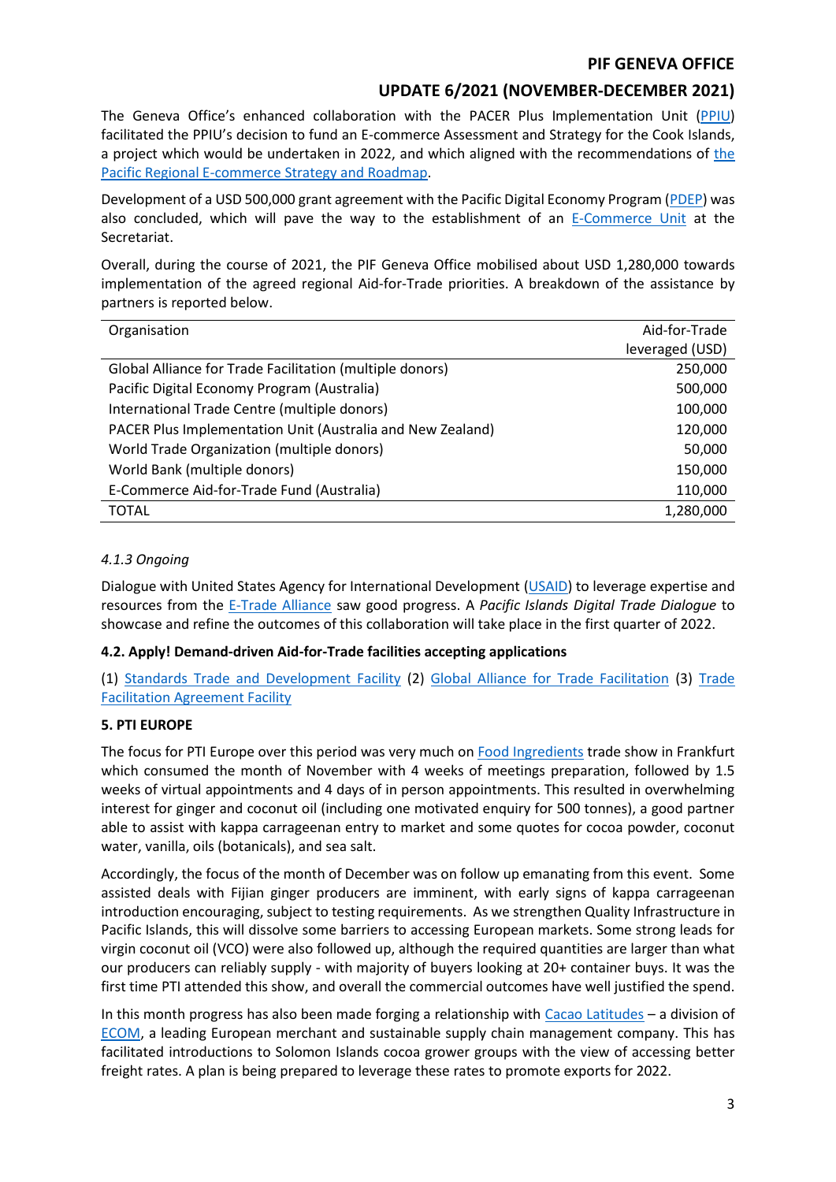The Geneva Office's enhanced collaboration with the PACER Plus Implementation Unit (PPIU) facilitated the PPIU's decision to fund an E-commerce Assessment and Strategy for the Cook Islands, a project which would be undertaken in 2022, and which aligned with the recommendations of the Pacific Regional E-commerce Strategy and Roadmap.

Development of a USD 500,000 grant agreement with the Pacific Digital Economy Program (PDEP) was also concluded, which will pave the way to the establishment of an E-Commerce Unit at the Secretariat.

Overall, during the course of 2021, the PIF Geneva Office mobilised about USD 1,280,000 towards implementation of the agreed regional Aid-for-Trade priorities. A breakdown of the assistance by partners is reported below.

| Organisation | Aid-for-Trade leveraged (USD) |
|---|---|
| Global Alliance for Trade Facilitation (multiple donors) | 250,000 |
| Pacific Digital Economy Program (Australia) | 500,000 |
| International Trade Centre (multiple donors) | 100,000 |
| PACER Plus Implementation Unit (Australia and New Zealand) | 120,000 |
| World Trade Organization (multiple donors) | 50,000 |
| World Bank (multiple donors) | 150,000 |
| E-Commerce Aid-for-Trade Fund (Australia) | 110,000 |
| TOTAL | 1,280,000 |

#### *4.1.3 Ongoing*

Dialogue with United States Agency for International Development (USAID) to leverage expertise and resources from the E-Trade Alliance saw good progress. A *Pacific Islands Digital Trade Dialogue* to showcase and refine the outcomes of this collaboration will take place in the first quarter of 2022.

### 4.2. Apply! Demand-driven Aid-for-Trade facilities accepting applications

(1) Standards Trade and Development Facility (2) Global Alliance for Trade Facilitation (3) Trade Facilitation Agreement Facility

## 5. PTI EUROPE

The focus for PTI Europe over this period was very much on Food Ingredients trade show in Frankfurt which consumed the month of November with 4 weeks of meetings preparation, followed by 1.5 weeks of virtual appointments and 4 days of in person appointments. This resulted in overwhelming interest for ginger and coconut oil (including one motivated enquiry for 500 tonnes), a good partner able to assist with kappa carrageenan entry to market and some quotes for cocoa powder, coconut water, vanilla, oils (botanicals), and sea salt.

Accordingly, the focus of the month of December was on follow up emanating from this event. Some assisted deals with Fijian ginger producers are imminent, with early signs of kappa carrageenan introduction encouraging, subject to testing requirements. As we strengthen Quality Infrastructure in Pacific Islands, this will dissolve some barriers to accessing European markets. Some strong leads for virgin coconut oil (VCO) were also followed up, although the required quantities are larger than what our producers can reliably supply - with majority of buyers looking at 20+ container buys. It was the first time PTI attended this show, and overall the commercial outcomes have well justified the spend.

In this month progress has also been made forging a relationship with Cacao Latitudes – a division of ECOM, a leading European merchant and sustainable supply chain management company. This has facilitated introductions to Solomon Islands cocoa grower groups with the view of accessing better freight rates. A plan is being prepared to leverage these rates to promote exports for 2022.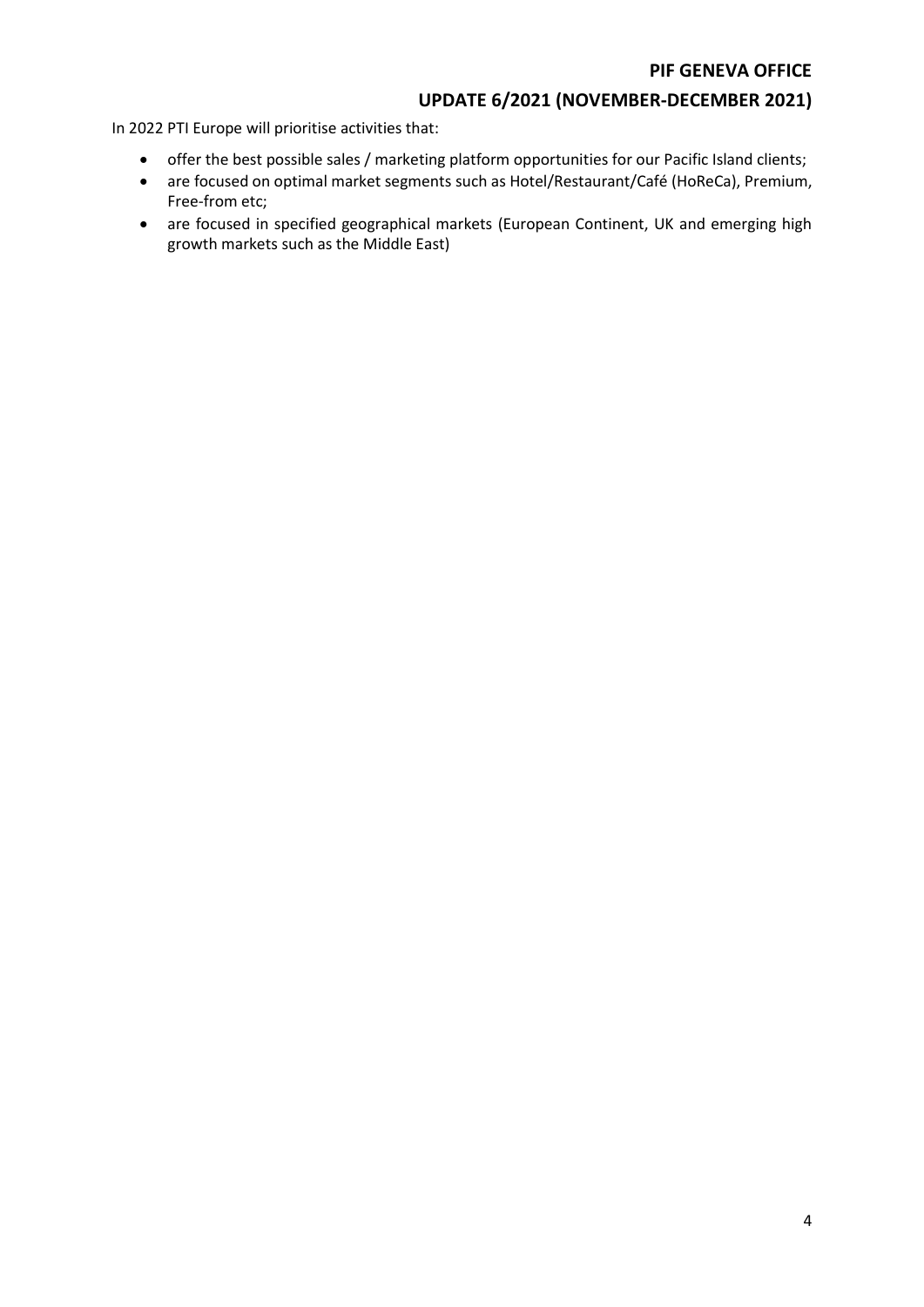In 2022 PTI Europe will prioritise activities that:

- offer the best possible sales / marketing platform opportunities for our Pacific Island clients;
- are focused on optimal market segments such as Hotel/Restaurant/Café (HoReCa), Premium, Free-from etc;
- are focused in specified geographical markets (European Continent, UK and emerging high growth markets such as the Middle East)